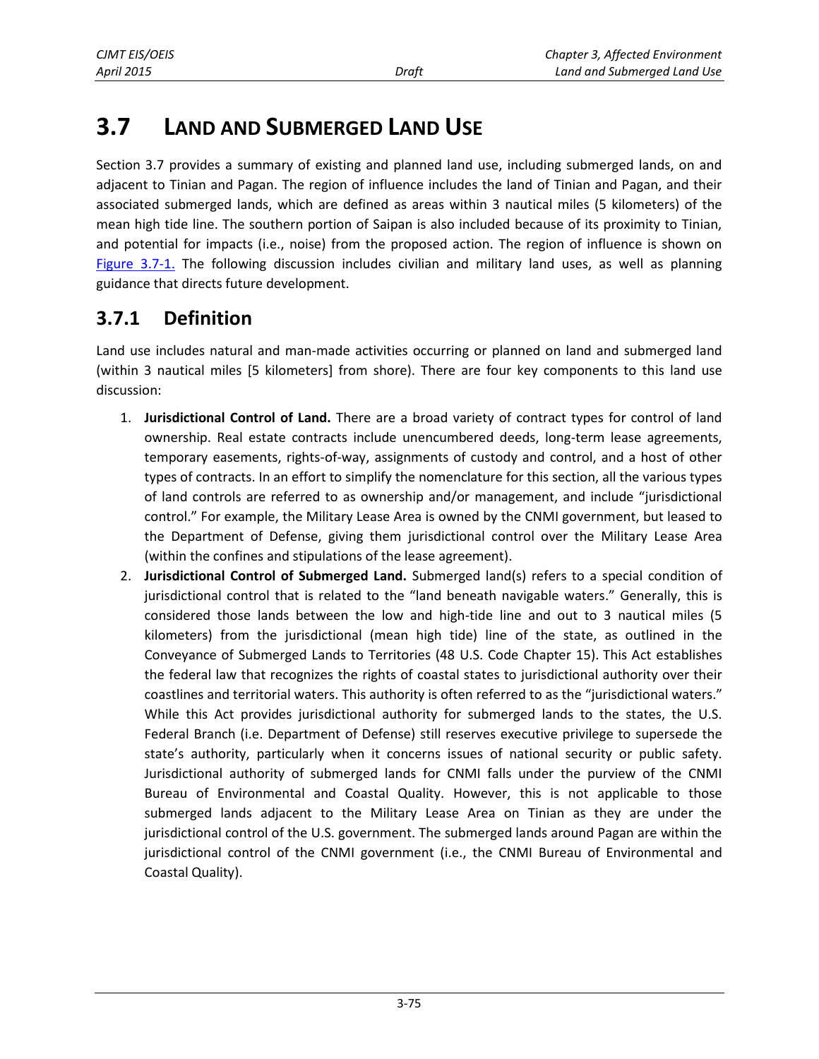# 3.7 LAND AND SUBMERGED LAND USE

Section 3.7 provides a summary of existing and planned land use, including submerged lands, on and adjacent to Tinian and Pagan. The region of influence includes the land of Tinian and Pagan, and their associated submerged lands, which are defined as areas within 3 nautical miles (5 kilometers) of the mean high tide line. The southern portion of Saipan is also included because of its proximity to Tinian, and potential for impacts (i.e., noise) from the proposed action. The region of influence is shown on Figure 3.7-1. The following discussion includes civilian and military land uses, as well as planning guidance that directs future development.

## 3.7.1 Definition

Land use includes natural and man-made activities occurring or planned on land and submerged land (within 3 nautical miles [5 kilometers] from shore). There are four key components to this land use discussion:

1. **Jurisdictional Control of Land.** There are a broad variety of contract types for control of land ownership. Real estate contracts include unencumbered deeds, long-term lease agreements, temporary easements, rights-of-way, assignments of custody and control, and a host of other types of contracts. In an effort to simplify the nomenclature for this section, all the various types of land controls are referred to as ownership and/or management, and include "jurisdictional control." For example, the Military Lease Area is owned by the CNMI government, but leased to the Department of Defense, giving them jurisdictional control over the Military Lease Area (within the confines and stipulations of the lease agreement).
2. **Jurisdictional Control of Submerged Land.** Submerged land(s) refers to a special condition of jurisdictional control that is related to the "land beneath navigable waters." Generally, this is considered those lands between the low and high-tide line and out to 3 nautical miles (5 kilometers) from the jurisdictional (mean high tide) line of the state, as outlined in the Conveyance of Submerged Lands to Territories (48 U.S. Code Chapter 15). This Act establishes the federal law that recognizes the rights of coastal states to jurisdictional authority over their coastlines and territorial waters. This authority is often referred to as the "jurisdictional waters." While this Act provides jurisdictional authority for submerged lands to the states, the U.S. Federal Branch (i.e. Department of Defense) still reserves executive privilege to supersede the state's authority, particularly when it concerns issues of national security or public safety. Jurisdictional authority of submerged lands for CNMI falls under the purview of the CNMI Bureau of Environmental and Coastal Quality. However, this is not applicable to those submerged lands adjacent to the Military Lease Area on Tinian as they are under the jurisdictional control of the U.S. government. The submerged lands around Pagan are within the jurisdictional control of the CNMI government (i.e., the CNMI Bureau of Environmental and Coastal Quality).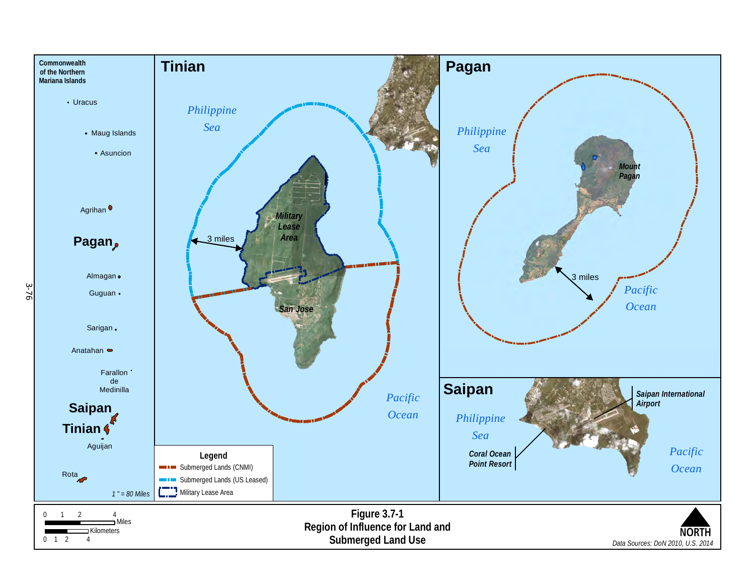**Figure 3.7-1**
**Region of Influence for Land and Submerged Land Use**

Data Sources: DoN 2010, U.S. 2014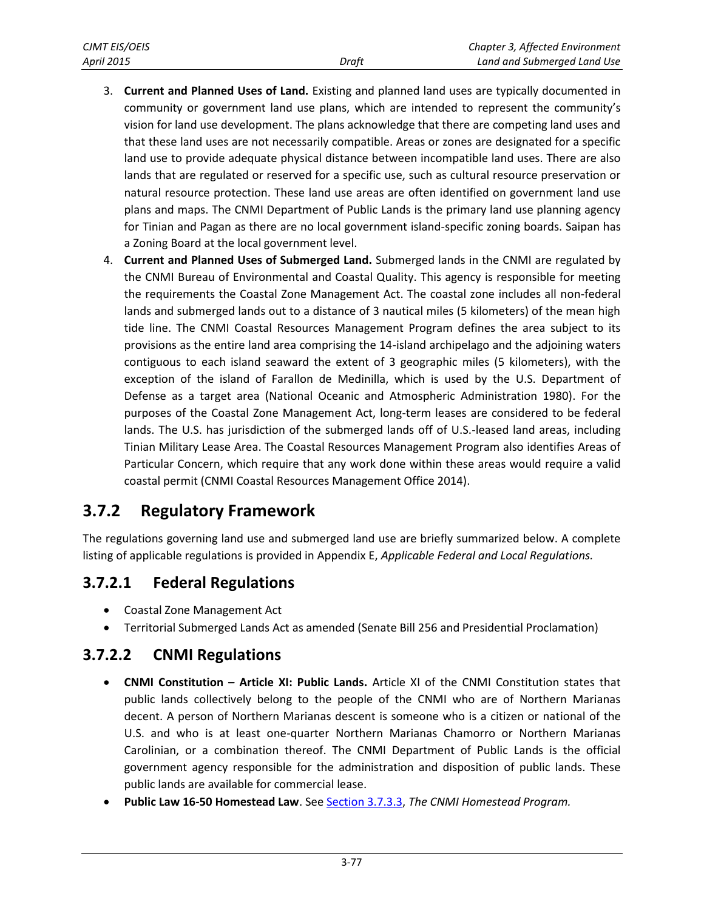3. **Current and Planned Uses of Land.** Existing and planned land uses are typically documented in community or government land use plans, which are intended to represent the community's vision for land use development. The plans acknowledge that there are competing land uses and that these land uses are not necessarily compatible. Areas or zones are designated for a specific land use to provide adequate physical distance between incompatible land uses. There are also lands that are regulated or reserved for a specific use, such as cultural resource preservation or natural resource protection. These land use areas are often identified on government land use plans and maps. The CNMI Department of Public Lands is the primary land use planning agency for Tinian and Pagan as there are no local government island-specific zoning boards. Saipan has a Zoning Board at the local government level.

4. **Current and Planned Uses of Submerged Land.** Submerged lands in the CNMI are regulated by the CNMI Bureau of Environmental and Coastal Quality. This agency is responsible for meeting the requirements the Coastal Zone Management Act. The coastal zone includes all non-federal lands and submerged lands out to a distance of 3 nautical miles (5 kilometers) of the mean high tide line. The CNMI Coastal Resources Management Program defines the area subject to its provisions as the entire land area comprising the 14-island archipelago and the adjoining waters contiguous to each island seaward the extent of 3 geographic miles (5 kilometers), with the exception of the island of Farallon de Medinilla, which is used by the U.S. Department of Defense as a target area (National Oceanic and Atmospheric Administration 1980). For the purposes of the Coastal Zone Management Act, long-term leases are considered to be federal lands. The U.S. has jurisdiction of the submerged lands off of U.S.-leased land areas, including Tinian Military Lease Area. The Coastal Resources Management Program also identifies Areas of Particular Concern, which require that any work done within these areas would require a valid coastal permit (CNMI Coastal Resources Management Office 2014).

## 3.7.2 Regulatory Framework

The regulations governing land use and submerged land use are briefly summarized below. A complete listing of applicable regulations is provided in Appendix E, *Applicable Federal and Local Regulations.*

### 3.7.2.1 Federal Regulations

- Coastal Zone Management Act
- Territorial Submerged Lands Act as amended (Senate Bill 256 and Presidential Proclamation)

### 3.7.2.2 CNMI Regulations

- **CNMI Constitution – Article XI: Public Lands.** Article XI of the CNMI Constitution states that public lands collectively belong to the people of the CNMI who are of Northern Marianas decent. A person of Northern Marianas descent is someone who is a citizen or national of the U.S. and who is at least one-quarter Northern Marianas Chamorro or Northern Marianas Carolinian, or a combination thereof. The CNMI Department of Public Lands is the official government agency responsible for the administration and disposition of public lands. These public lands are available for commercial lease.
- **Public Law 16-50 Homestead Law**. See Section 3.7.3.3, *The CNMI Homestead Program.*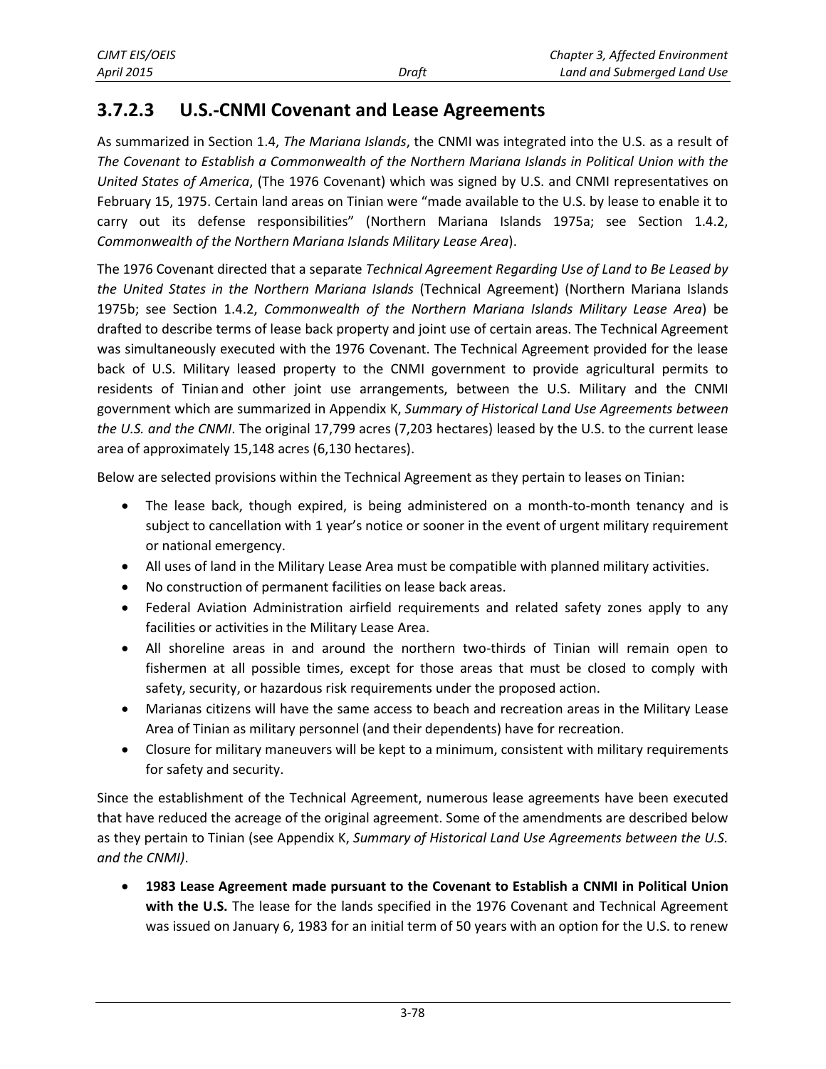### 3.7.2.3 U.S.-CNMI Covenant and Lease Agreements

As summarized in Section 1.4, *The Mariana Islands*, the CNMI was integrated into the U.S. as a result of *The Covenant to Establish a Commonwealth of the Northern Mariana Islands in Political Union with the United States of America*, (The 1976 Covenant) which was signed by U.S. and CNMI representatives on February 15, 1975. Certain land areas on Tinian were "made available to the U.S. by lease to enable it to carry out its defense responsibilities" (Northern Mariana Islands 1975a; see Section 1.4.2, *Commonwealth of the Northern Mariana Islands Military Lease Area*).

The 1976 Covenant directed that a separate *Technical Agreement Regarding Use of Land to Be Leased by the United States in the Northern Mariana Islands* (Technical Agreement) (Northern Mariana Islands 1975b; see Section 1.4.2, *Commonwealth of the Northern Mariana Islands Military Lease Area*) be drafted to describe terms of lease back property and joint use of certain areas. The Technical Agreement was simultaneously executed with the 1976 Covenant. The Technical Agreement provided for the lease back of U.S. Military leased property to the CNMI government to provide agricultural permits to residents of Tinian and other joint use arrangements, between the U.S. Military and the CNMI government which are summarized in Appendix K, *Summary of Historical Land Use Agreements between the U.S. and the CNMI*. The original 17,799 acres (7,203 hectares) leased by the U.S. to the current lease area of approximately 15,148 acres (6,130 hectares).

Below are selected provisions within the Technical Agreement as they pertain to leases on Tinian:

- The lease back, though expired, is being administered on a month-to-month tenancy and is subject to cancellation with 1 year's notice or sooner in the event of urgent military requirement or national emergency.
- All uses of land in the Military Lease Area must be compatible with planned military activities.
- No construction of permanent facilities on lease back areas.
- Federal Aviation Administration airfield requirements and related safety zones apply to any facilities or activities in the Military Lease Area.
- All shoreline areas in and around the northern two-thirds of Tinian will remain open to fishermen at all possible times, except for those areas that must be closed to comply with safety, security, or hazardous risk requirements under the proposed action.
- Marianas citizens will have the same access to beach and recreation areas in the Military Lease Area of Tinian as military personnel (and their dependents) have for recreation.
- Closure for military maneuvers will be kept to a minimum, consistent with military requirements for safety and security.

Since the establishment of the Technical Agreement, numerous lease agreements have been executed that have reduced the acreage of the original agreement. Some of the amendments are described below as they pertain to Tinian (see Appendix K, *Summary of Historical Land Use Agreements between the U.S. and the CNMI)*.

- **1983 Lease Agreement made pursuant to the Covenant to Establish a CNMI in Political Union with the U.S.** The lease for the lands specified in the 1976 Covenant and Technical Agreement was issued on January 6, 1983 for an initial term of 50 years with an option for the U.S. to renew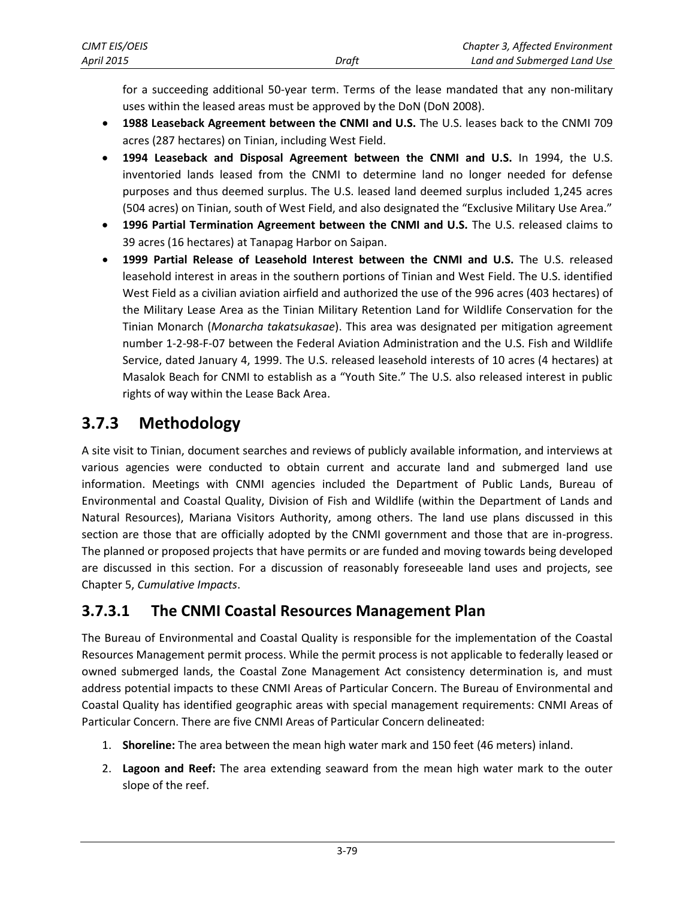for a succeeding additional 50-year term. Terms of the lease mandated that any non-military uses within the leased areas must be approved by the DoN (DoN 2008).

- **1988 Leaseback Agreement between the CNMI and U.S.** The U.S. leases back to the CNMI 709 acres (287 hectares) on Tinian, including West Field.
- **1994 Leaseback and Disposal Agreement between the CNMI and U.S.** In 1994, the U.S. inventoried lands leased from the CNMI to determine land no longer needed for defense purposes and thus deemed surplus. The U.S. leased land deemed surplus included 1,245 acres (504 acres) on Tinian, south of West Field, and also designated the "Exclusive Military Use Area."
- **1996 Partial Termination Agreement between the CNMI and U.S.** The U.S. released claims to 39 acres (16 hectares) at Tanapag Harbor on Saipan.
- **1999 Partial Release of Leasehold Interest between the CNMI and U.S.** The U.S. released leasehold interest in areas in the southern portions of Tinian and West Field. The U.S. identified West Field as a civilian aviation airfield and authorized the use of the 996 acres (403 hectares) of the Military Lease Area as the Tinian Military Retention Land for Wildlife Conservation for the Tinian Monarch (*Monarcha takatsukasae*). This area was designated per mitigation agreement number 1-2-98-F-07 between the Federal Aviation Administration and the U.S. Fish and Wildlife Service, dated January 4, 1999. The U.S. released leasehold interests of 10 acres (4 hectares) at Masalok Beach for CNMI to establish as a "Youth Site." The U.S. also released interest in public rights of way within the Lease Back Area.

## 3.7.3 Methodology

A site visit to Tinian, document searches and reviews of publicly available information, and interviews at various agencies were conducted to obtain current and accurate land and submerged land use information. Meetings with CNMI agencies included the Department of Public Lands, Bureau of Environmental and Coastal Quality, Division of Fish and Wildlife (within the Department of Lands and Natural Resources), Mariana Visitors Authority, among others. The land use plans discussed in this section are those that are officially adopted by the CNMI government and those that are in-progress. The planned or proposed projects that have permits or are funded and moving towards being developed are discussed in this section. For a discussion of reasonably foreseeable land uses and projects, see Chapter 5, *Cumulative Impacts*.

### 3.7.3.1 The CNMI Coastal Resources Management Plan

The Bureau of Environmental and Coastal Quality is responsible for the implementation of the Coastal Resources Management permit process. While the permit process is not applicable to federally leased or owned submerged lands, the Coastal Zone Management Act consistency determination is, and must address potential impacts to these CNMI Areas of Particular Concern. The Bureau of Environmental and Coastal Quality has identified geographic areas with special management requirements: CNMI Areas of Particular Concern. There are five CNMI Areas of Particular Concern delineated:

1. **Shoreline:** The area between the mean high water mark and 150 feet (46 meters) inland.
2. **Lagoon and Reef:** The area extending seaward from the mean high water mark to the outer slope of the reef.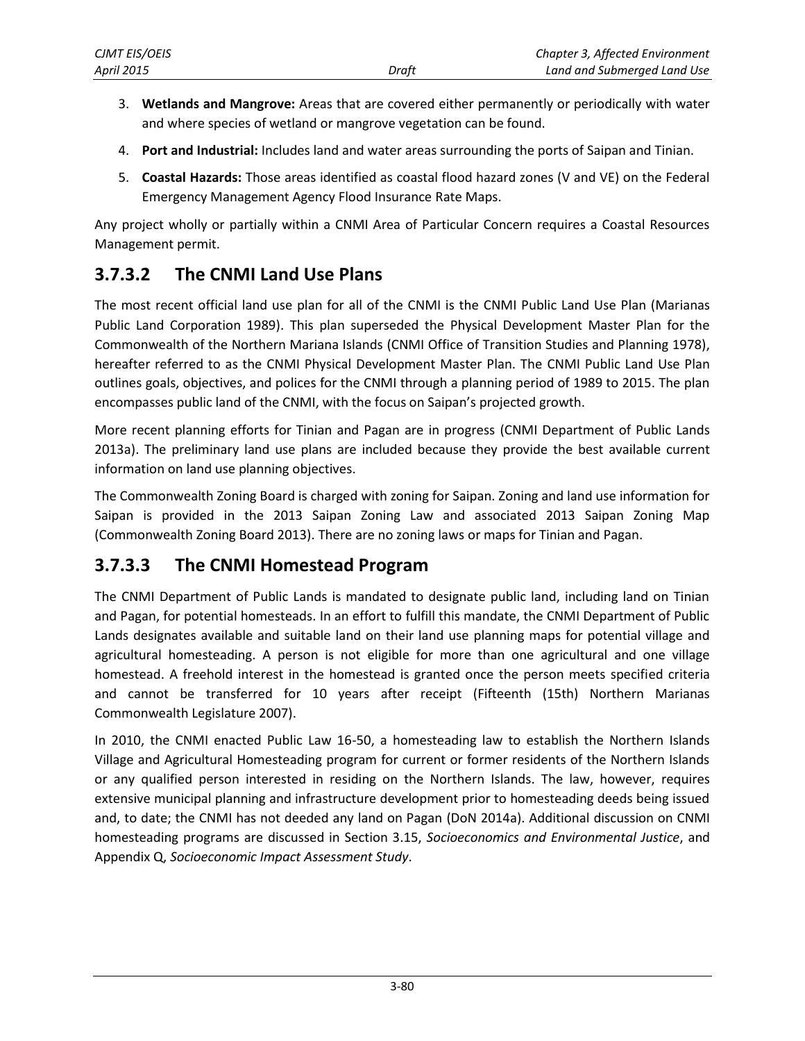3. **Wetlands and Mangrove:** Areas that are covered either permanently or periodically with water and where species of wetland or mangrove vegetation can be found.
4. **Port and Industrial:** Includes land and water areas surrounding the ports of Saipan and Tinian.
5. **Coastal Hazards:** Those areas identified as coastal flood hazard zones (V and VE) on the Federal Emergency Management Agency Flood Insurance Rate Maps.

Any project wholly or partially within a CNMI Area of Particular Concern requires a Coastal Resources Management permit.

### 3.7.3.2 The CNMI Land Use Plans

The most recent official land use plan for all of the CNMI is the CNMI Public Land Use Plan (Marianas Public Land Corporation 1989). This plan superseded the Physical Development Master Plan for the Commonwealth of the Northern Mariana Islands (CNMI Office of Transition Studies and Planning 1978), hereafter referred to as the CNMI Physical Development Master Plan. The CNMI Public Land Use Plan outlines goals, objectives, and polices for the CNMI through a planning period of 1989 to 2015. The plan encompasses public land of the CNMI, with the focus on Saipan's projected growth.

More recent planning efforts for Tinian and Pagan are in progress (CNMI Department of Public Lands 2013a). The preliminary land use plans are included because they provide the best available current information on land use planning objectives.

The Commonwealth Zoning Board is charged with zoning for Saipan. Zoning and land use information for Saipan is provided in the 2013 Saipan Zoning Law and associated 2013 Saipan Zoning Map (Commonwealth Zoning Board 2013). There are no zoning laws or maps for Tinian and Pagan.

### 3.7.3.3 The CNMI Homestead Program

The CNMI Department of Public Lands is mandated to designate public land, including land on Tinian and Pagan, for potential homesteads. In an effort to fulfill this mandate, the CNMI Department of Public Lands designates available and suitable land on their land use planning maps for potential village and agricultural homesteading. A person is not eligible for more than one agricultural and one village homestead. A freehold interest in the homestead is granted once the person meets specified criteria and cannot be transferred for 10 years after receipt (Fifteenth (15th) Northern Marianas Commonwealth Legislature 2007).

In 2010, the CNMI enacted Public Law 16-50, a homesteading law to establish the Northern Islands Village and Agricultural Homesteading program for current or former residents of the Northern Islands or any qualified person interested in residing on the Northern Islands. The law, however, requires extensive municipal planning and infrastructure development prior to homesteading deeds being issued and, to date; the CNMI has not deeded any land on Pagan (DoN 2014a). Additional discussion on CNMI homesteading programs are discussed in Section 3.15, *Socioeconomics and Environmental Justice*, and Appendix Q, *Socioeconomic Impact Assessment Study*.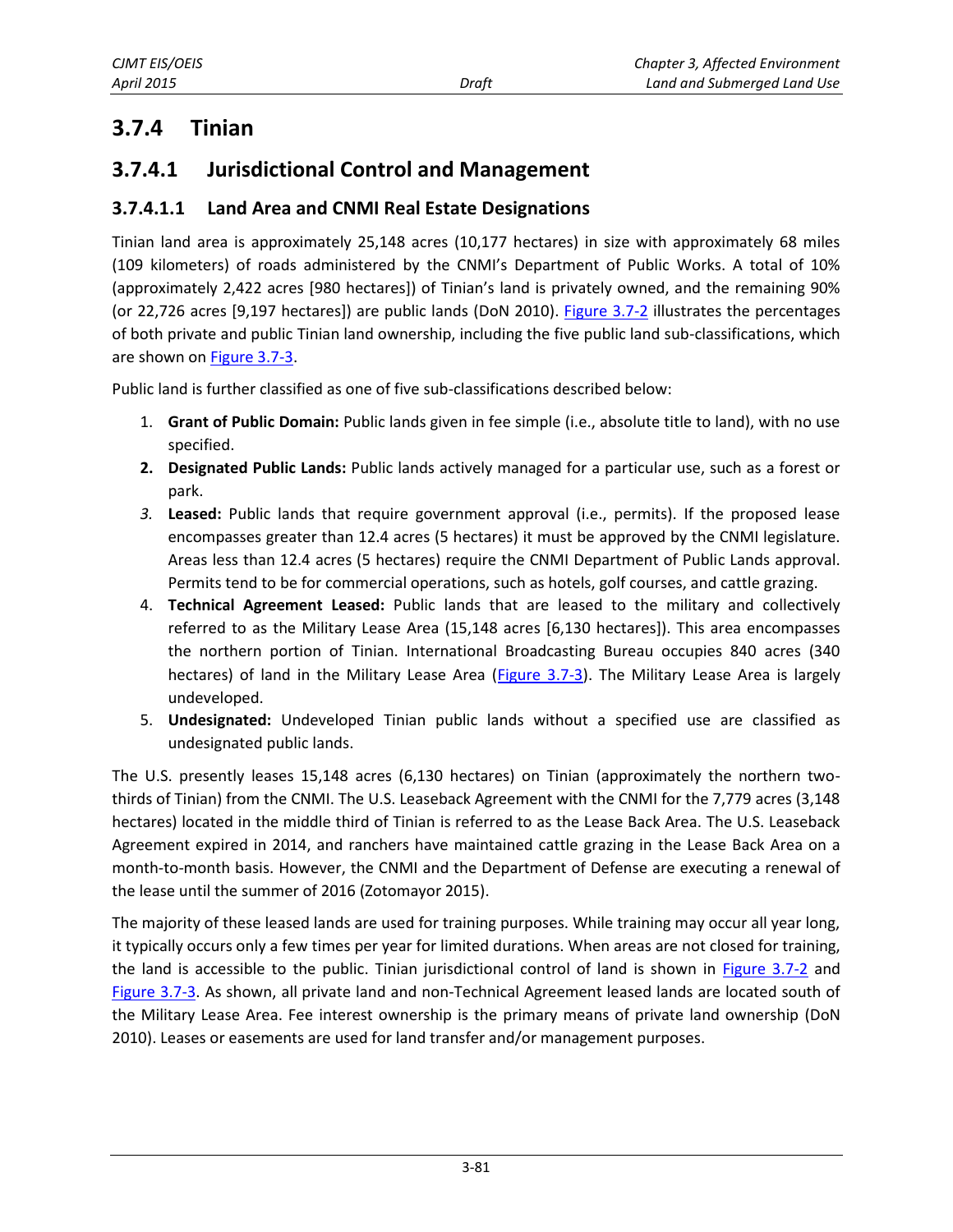## 3.7.4 Tinian

### 3.7.4.1 Jurisdictional Control and Management

#### 3.7.4.1.1 Land Area and CNMI Real Estate Designations

Tinian land area is approximately 25,148 acres (10,177 hectares) in size with approximately 68 miles (109 kilometers) of roads administered by the CNMI's Department of Public Works. A total of 10% (approximately 2,422 acres [980 hectares]) of Tinian's land is privately owned, and the remaining 90% (or 22,726 acres [9,197 hectares]) are public lands (DoN 2010). Figure 3.7-2 illustrates the percentages of both private and public Tinian land ownership, including the five public land sub-classifications, which are shown on Figure 3.7-3.

Public land is further classified as one of five sub-classifications described below:

1. **Grant of Public Domain:** Public lands given in fee simple (i.e., absolute title to land), with no use specified.
2. **Designated Public Lands:** Public lands actively managed for a particular use, such as a forest or park.
3. **Leased:** Public lands that require government approval (i.e., permits). If the proposed lease encompasses greater than 12.4 acres (5 hectares) it must be approved by the CNMI legislature. Areas less than 12.4 acres (5 hectares) require the CNMI Department of Public Lands approval. Permits tend to be for commercial operations, such as hotels, golf courses, and cattle grazing.
4. **Technical Agreement Leased:** Public lands that are leased to the military and collectively referred to as the Military Lease Area (15,148 acres [6,130 hectares]). This area encompasses the northern portion of Tinian. International Broadcasting Bureau occupies 840 acres (340 hectares) of land in the Military Lease Area (Figure 3.7-3). The Military Lease Area is largely undeveloped.
5. **Undesignated:** Undeveloped Tinian public lands without a specified use are classified as undesignated public lands.

The U.S. presently leases 15,148 acres (6,130 hectares) on Tinian (approximately the northern two-thirds of Tinian) from the CNMI. The U.S. Leaseback Agreement with the CNMI for the 7,779 acres (3,148 hectares) located in the middle third of Tinian is referred to as the Lease Back Area. The U.S. Leaseback Agreement expired in 2014, and ranchers have maintained cattle grazing in the Lease Back Area on a month-to-month basis. However, the CNMI and the Department of Defense are executing a renewal of the lease until the summer of 2016 (Zotomayor 2015).

The majority of these leased lands are used for training purposes. While training may occur all year long, it typically occurs only a few times per year for limited durations. When areas are not closed for training, the land is accessible to the public. Tinian jurisdictional control of land is shown in Figure 3.7-2 and Figure 3.7-3. As shown, all private land and non-Technical Agreement leased lands are located south of the Military Lease Area. Fee interest ownership is the primary means of private land ownership (DoN 2010). Leases or easements are used for land transfer and/or management purposes.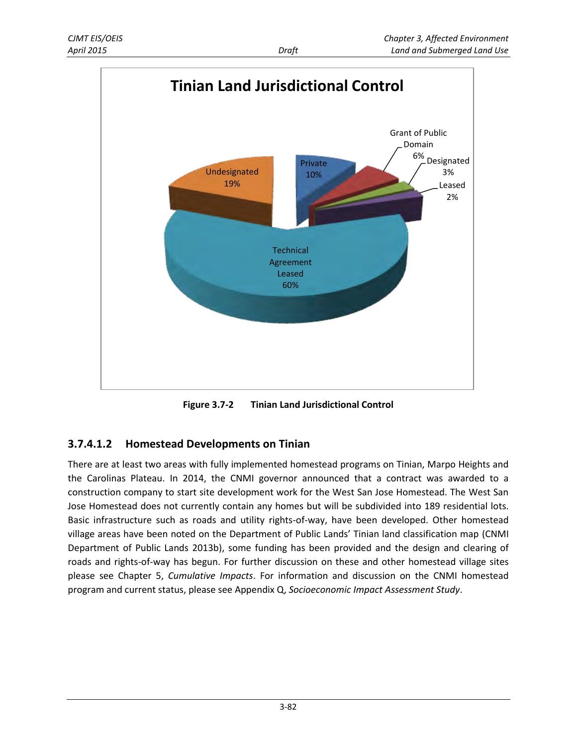**Tinian Land Jurisdictional Control**

Grant of Public Domain 6%

Designated 3%

Leased 2%

Private 10%

Undesignated 19%

Technical Agreement Leased 60%

**Figure 3.7-2 Tinian Land Jurisdictional Control**

#### 3.7.4.1.2 Homestead Developments on Tinian

There are at least two areas with fully implemented homestead programs on Tinian, Marpo Heights and the Carolinas Plateau. In 2014, the CNMI governor announced that a contract was awarded to a construction company to start site development work for the West San Jose Homestead. The West San Jose Homestead does not currently contain any homes but will be subdivided into 189 residential lots. Basic infrastructure such as roads and utility rights-of-way, have been developed. Other homestead village areas have been noted on the Department of Public Lands' Tinian land classification map (CNMI Department of Public Lands 2013b), some funding has been provided and the design and clearing of roads and rights-of-way has begun. For further discussion on these and other homestead village sites please see Chapter 5, *Cumulative Impacts*. For information and discussion on the CNMI homestead program and current status, please see Appendix Q, *Socioeconomic Impact Assessment Study*.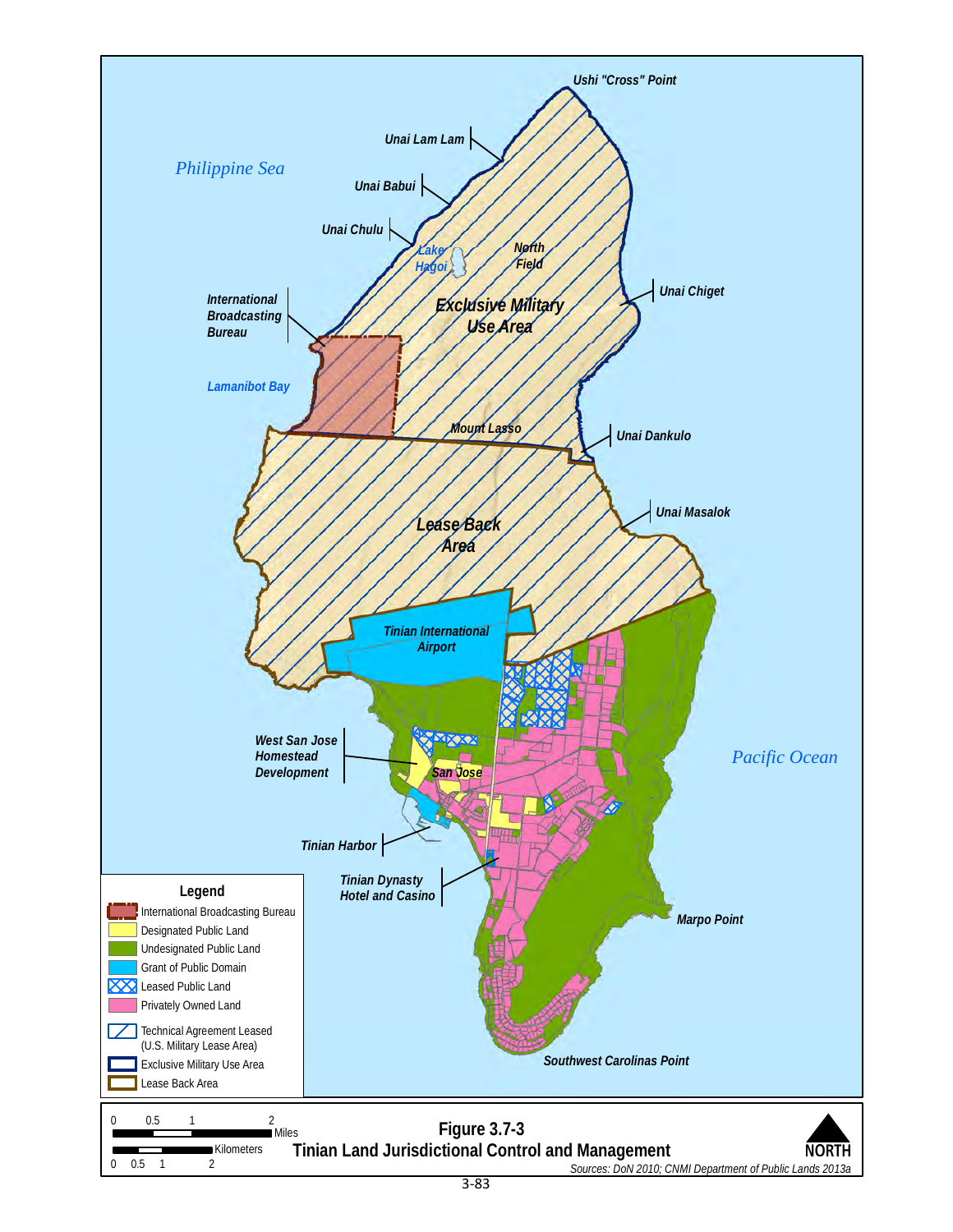Ushi "Cross" Point

Unai Lam Lam

Philippine Sea

Unai Babui

Unai Chulu

Lake Hagoi

North Field

International Broadcasting Bureau

Exclusive Military Use Area

Unai Chiget

Lamanibot Bay

Mount Lasso

Unai Dankulo

Lease Back Area

Unai Masalok

Tinian International Airport

West San Jose Homestead Development

San Jose

Pacific Ocean

Tinian Harbor

Tinian Dynasty Hotel and Casino

Marpo Point

Southwest Carolinas Point

**Legend**

- International Broadcasting Bureau
- Designated Public Land
- Undesignated Public Land
- Grant of Public Domain
- Leased Public Land
- Privately Owned Land
- Technical Agreement Leased (U.S. Military Lease Area)
- Exclusive Military Use Area
- Lease Back Area

0 0.5 1 2 Miles

0 0.5 1 2 Kilometers

NORTH

**Figure 3.7-3**
**Tinian Land Jurisdictional Control and Management**

*Sources: DoN 2010; CNMI Department of Public Lands 2013a*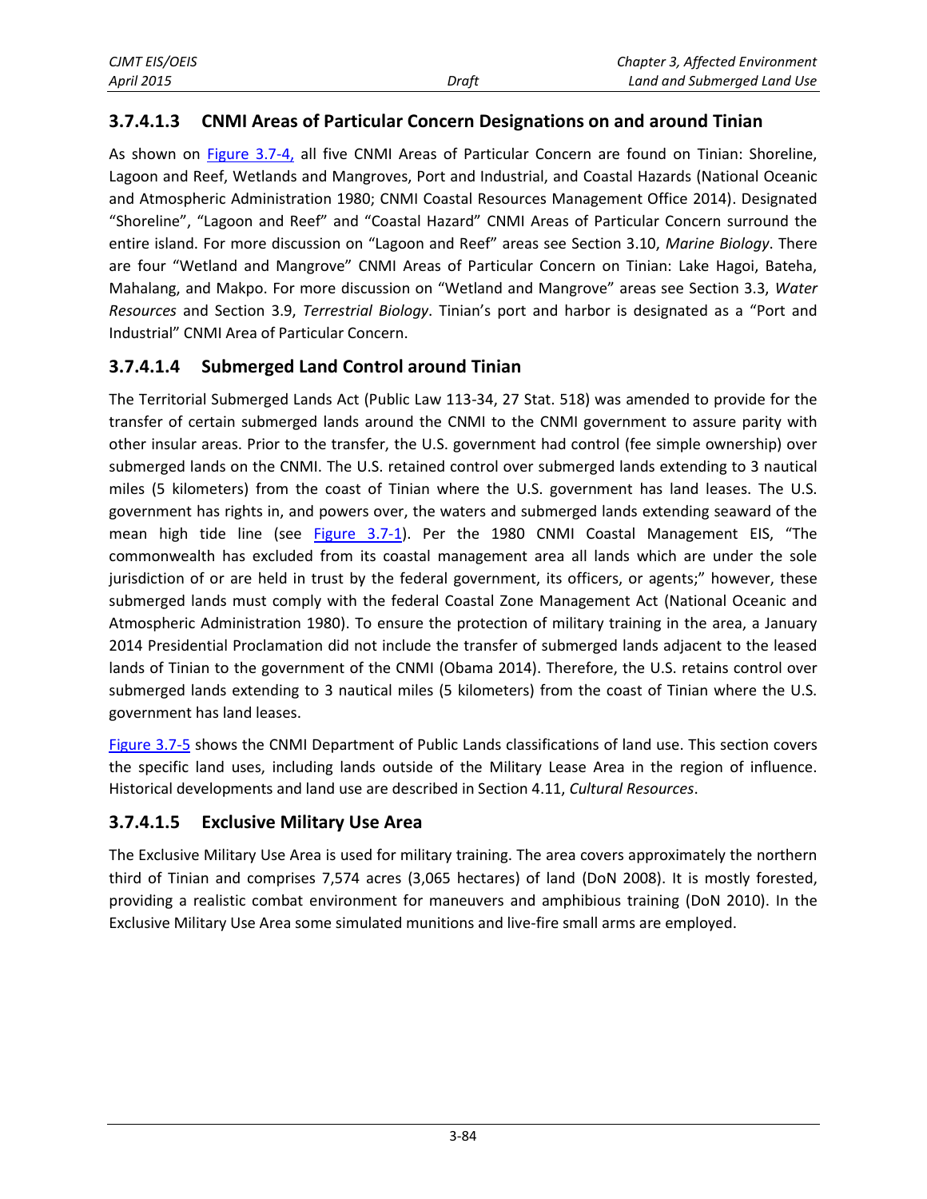### 3.7.4.1.3 CNMI Areas of Particular Concern Designations on and around Tinian

As shown on Figure 3.7-4, all five CNMI Areas of Particular Concern are found on Tinian: Shoreline, Lagoon and Reef, Wetlands and Mangroves, Port and Industrial, and Coastal Hazards (National Oceanic and Atmospheric Administration 1980; CNMI Coastal Resources Management Office 2014). Designated "Shoreline", "Lagoon and Reef" and "Coastal Hazard" CNMI Areas of Particular Concern surround the entire island. For more discussion on "Lagoon and Reef" areas see Section 3.10, *Marine Biology*. There are four "Wetland and Mangrove" CNMI Areas of Particular Concern on Tinian: Lake Hagoi, Bateha, Mahalang, and Makpo. For more discussion on "Wetland and Mangrove" areas see Section 3.3, *Water Resources* and Section 3.9, *Terrestrial Biology*. Tinian's port and harbor is designated as a "Port and Industrial" CNMI Area of Particular Concern.

### 3.7.4.1.4 Submerged Land Control around Tinian

The Territorial Submerged Lands Act (Public Law 113-34, 27 Stat. 518) was amended to provide for the transfer of certain submerged lands around the CNMI to the CNMI government to assure parity with other insular areas. Prior to the transfer, the U.S. government had control (fee simple ownership) over submerged lands on the CNMI. The U.S. retained control over submerged lands extending to 3 nautical miles (5 kilometers) from the coast of Tinian where the U.S. government has land leases. The U.S. government has rights in, and powers over, the waters and submerged lands extending seaward of the mean high tide line (see Figure 3.7-1). Per the 1980 CNMI Coastal Management EIS, "The commonwealth has excluded from its coastal management area all lands which are under the sole jurisdiction of or are held in trust by the federal government, its officers, or agents;" however, these submerged lands must comply with the federal Coastal Zone Management Act (National Oceanic and Atmospheric Administration 1980). To ensure the protection of military training in the area, a January 2014 Presidential Proclamation did not include the transfer of submerged lands adjacent to the leased lands of Tinian to the government of the CNMI (Obama 2014). Therefore, the U.S. retains control over submerged lands extending to 3 nautical miles (5 kilometers) from the coast of Tinian where the U.S. government has land leases.

Figure 3.7-5 shows the CNMI Department of Public Lands classifications of land use. This section covers the specific land uses, including lands outside of the Military Lease Area in the region of influence. Historical developments and land use are described in Section 4.11, *Cultural Resources*.

### 3.7.4.1.5 Exclusive Military Use Area

The Exclusive Military Use Area is used for military training. The area covers approximately the northern third of Tinian and comprises 7,574 acres (3,065 hectares) of land (DoN 2008). It is mostly forested, providing a realistic combat environment for maneuvers and amphibious training (DoN 2010). In the Exclusive Military Use Area some simulated munitions and live-fire small arms are employed.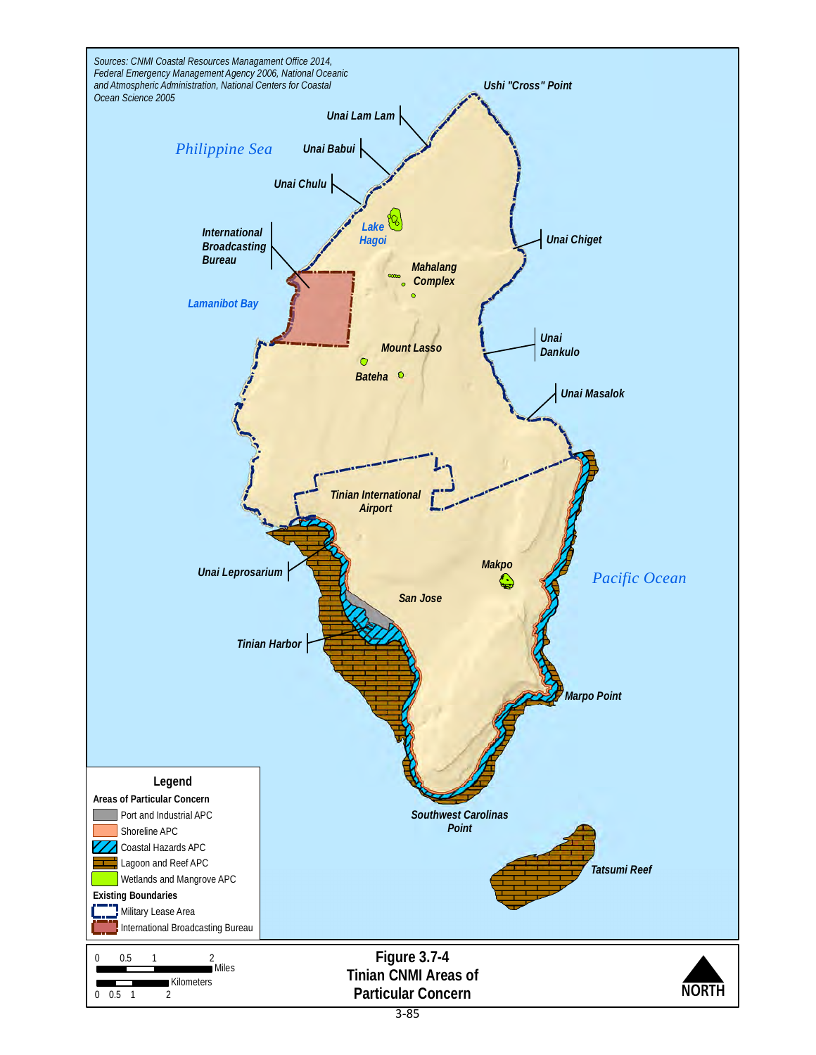Sources: CNMI Coastal Resources Managament Office 2014, Federal Emergency Management Agency 2006, National Oceanic and Atmospheric Administration, National Centers for Coastal Ocean Science 2005

Philippine Sea

Pacific Ocean

Ushi "Cross" Point

Unai Lam Lam

Unai Babui

Unai Chulu

Lake Hagoi

International Broadcasting Bureau

Mahalang Complex

Unai Chiget

Lamanibot Bay

Mount Lasso

Unai Dankulo

Bateha

Unai Masalok

Tinian International Airport

Unai Leprosarium

Makpo

San Jose

Tinian Harbor

Marpo Point

Southwest Carolinas Point

Tatsumi Reef

**Legend**

**Areas of Particular Concern**

- Port and Industrial APC
- Shoreline APC
- Coastal Hazards APC
- Lagoon and Reef APC
- Wetlands and Mangrove APC

**Existing Boundaries**

- Military Lease Area
- International Broadcasting Bureau

0 0.5 1 2 Miles

0 0.5 1 2 Kilometers

NORTH

**Figure 3.7-4**
**Tinian CNMI Areas of Particular Concern**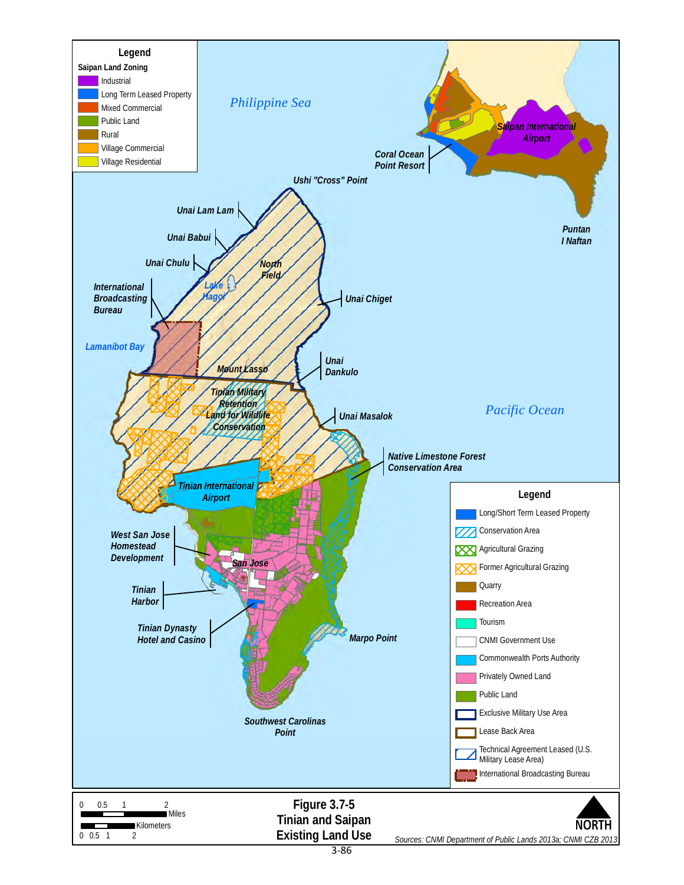**Legend**

**Saipan Land Zoning**

- Industrial
- Long Term Leased Property
- Mixed Commercial
- Public Land
- Rural
- Village Commercial
- Village Residential

Philippine Sea

Saipan International Airport

Coral Ocean Point Resort

Puntan I Naftan

Ushi "Cross" Point

Unai Lam Lam

Unai Babui

Unai Chulu

North Field

Lake Hagoi

International Broadcasting Bureau

Unai Chiget

Lamanibot Bay

Mount Lasso

Unai Dankulo

Tinian Military Retention Land for Wildlife Conservation

Unai Masalok

Pacific Ocean

Native Limestone Forest Conservation Area

Tinian International Airport

West San Jose Homestead Development

San Jose

Tinian Harbor

Tinian Dynasty Hotel and Casino

Marpo Point

Southwest Carolinas Point

**Legend**

- Long/Short Term Leased Property
- Conservation Area
- Agricultural Grazing
- Former Agricultural Grazing
- Quarry
- Recreation Area
- Tourism
- CNMI Government Use
- Commonwealth Ports Authority
- Privately Owned Land
- Public Land
- Exclusive Military Use Area
- Lease Back Area
- Technical Agreement Leased (U.S. Military Lease Area)
- International Broadcasting Bureau

0 0.5 1 2 Miles

0 0.5 1 2 Kilometers

NORTH

**Figure 3.7-5**
**Tinian and Saipan Existing Land Use**

*Sources: CNMI Department of Public Lands 2013a; CNMI CZB 2013*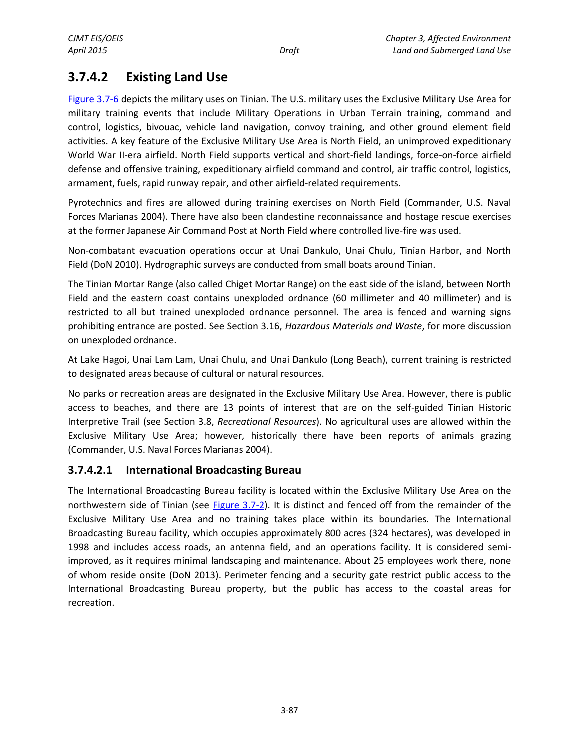## 3.7.4.2 Existing Land Use

Figure 3.7-6 depicts the military uses on Tinian. The U.S. military uses the Exclusive Military Use Area for military training events that include Military Operations in Urban Terrain training, command and control, logistics, bivouac, vehicle land navigation, convoy training, and other ground element field activities. A key feature of the Exclusive Military Use Area is North Field, an unimproved expeditionary World War II-era airfield. North Field supports vertical and short-field landings, force-on-force airfield defense and offensive training, expeditionary airfield command and control, air traffic control, logistics, armament, fuels, rapid runway repair, and other airfield-related requirements.

Pyrotechnics and fires are allowed during training exercises on North Field (Commander, U.S. Naval Forces Marianas 2004). There have also been clandestine reconnaissance and hostage rescue exercises at the former Japanese Air Command Post at North Field where controlled live-fire was used.

Non-combatant evacuation operations occur at Unai Dankulo, Unai Chulu, Tinian Harbor, and North Field (DoN 2010). Hydrographic surveys are conducted from small boats around Tinian.

The Tinian Mortar Range (also called Chiget Mortar Range) on the east side of the island, between North Field and the eastern coast contains unexploded ordnance (60 millimeter and 40 millimeter) and is restricted to all but trained unexploded ordnance personnel. The area is fenced and warning signs prohibiting entrance are posted. See Section 3.16, *Hazardous Materials and Waste*, for more discussion on unexploded ordnance.

At Lake Hagoi, Unai Lam Lam, Unai Chulu, and Unai Dankulo (Long Beach), current training is restricted to designated areas because of cultural or natural resources.

No parks or recreation areas are designated in the Exclusive Military Use Area. However, there is public access to beaches, and there are 13 points of interest that are on the self-guided Tinian Historic Interpretive Trail (see Section 3.8, *Recreational Resources*). No agricultural uses are allowed within the Exclusive Military Use Area; however, historically there have been reports of animals grazing (Commander, U.S. Naval Forces Marianas 2004).

### 3.7.4.2.1 International Broadcasting Bureau

The International Broadcasting Bureau facility is located within the Exclusive Military Use Area on the northwestern side of Tinian (see Figure 3.7-2). It is distinct and fenced off from the remainder of the Exclusive Military Use Area and no training takes place within its boundaries. The International Broadcasting Bureau facility, which occupies approximately 800 acres (324 hectares), was developed in 1998 and includes access roads, an antenna field, and an operations facility. It is considered semi-improved, as it requires minimal landscaping and maintenance. About 25 employees work there, none of whom reside onsite (DoN 2013). Perimeter fencing and a security gate restrict public access to the International Broadcasting Bureau property, but the public has access to the coastal areas for recreation.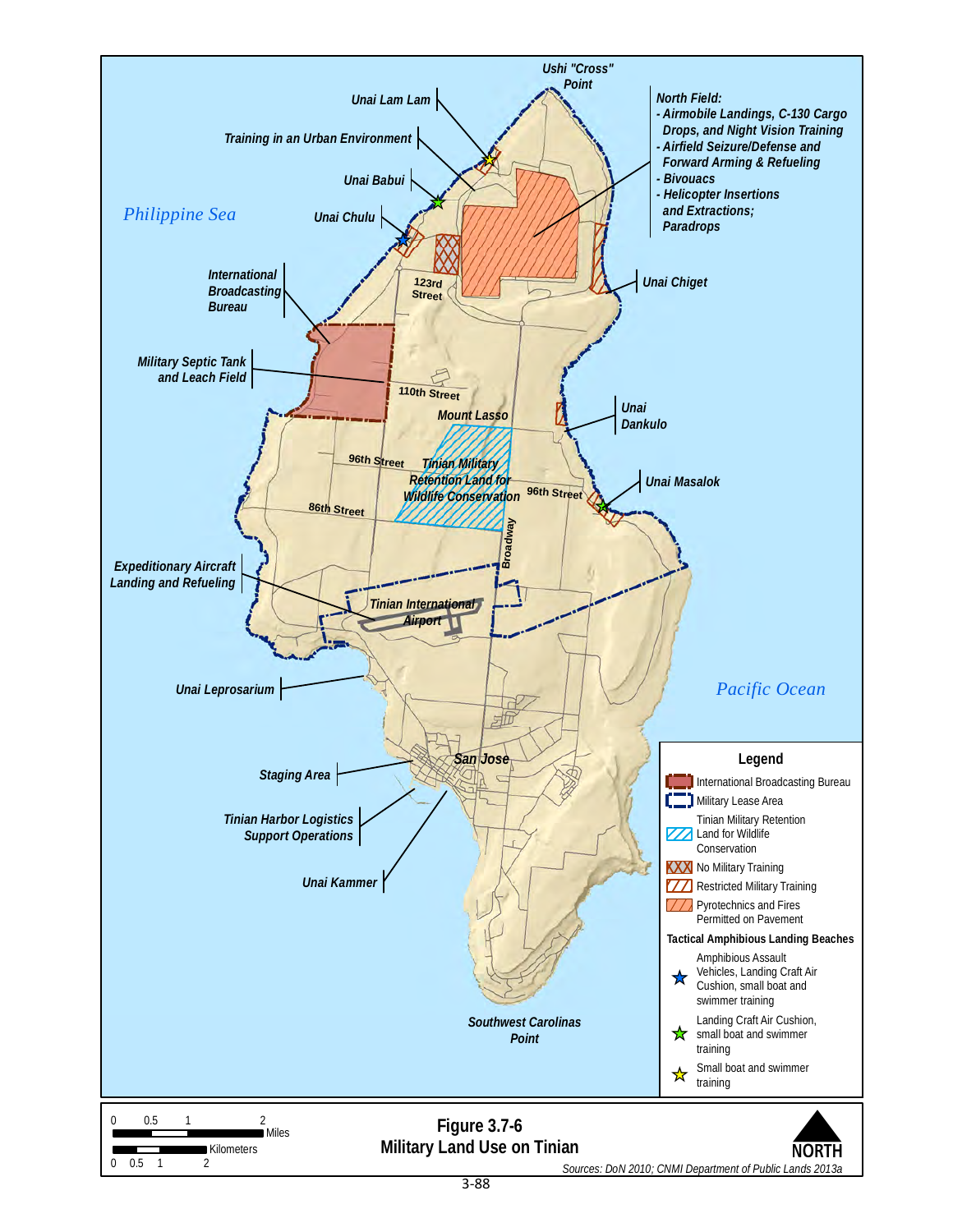**Figure 3.7-6**
**Military Land Use on Tinian**

*Sources: DoN 2010; CNMI Department of Public Lands 2013a*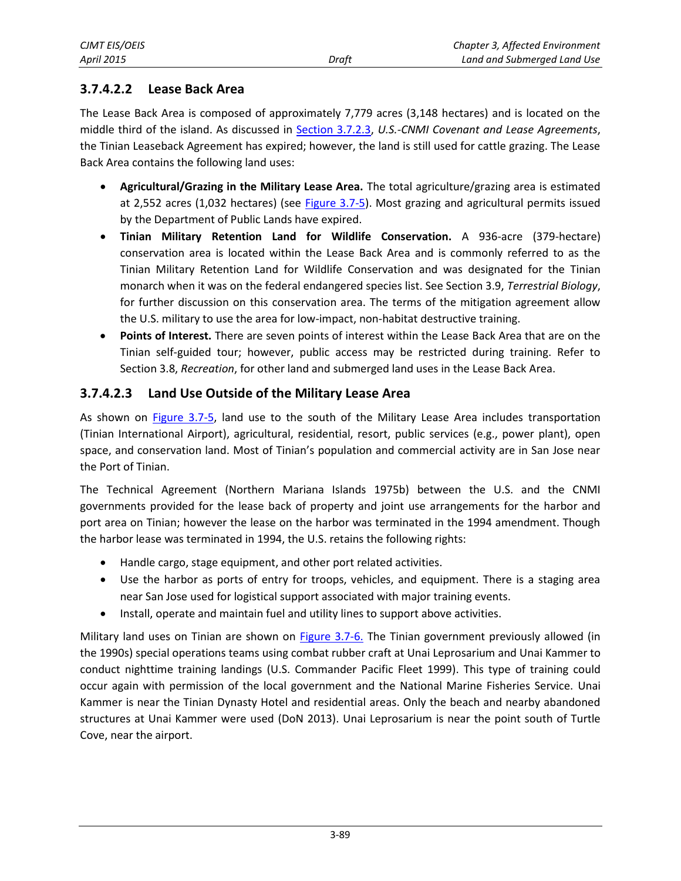#### 3.7.4.2.2 Lease Back Area

The Lease Back Area is composed of approximately 7,779 acres (3,148 hectares) and is located on the middle third of the island. As discussed in Section 3.7.2.3, *U.S.-CNMI Covenant and Lease Agreements*, the Tinian Leaseback Agreement has expired; however, the land is still used for cattle grazing. The Lease Back Area contains the following land uses:

- **Agricultural/Grazing in the Military Lease Area.** The total agriculture/grazing area is estimated at 2,552 acres (1,032 hectares) (see Figure 3.7-5). Most grazing and agricultural permits issued by the Department of Public Lands have expired.
- **Tinian Military Retention Land for Wildlife Conservation.** A 936-acre (379-hectare) conservation area is located within the Lease Back Area and is commonly referred to as the Tinian Military Retention Land for Wildlife Conservation and was designated for the Tinian monarch when it was on the federal endangered species list. See Section 3.9, *Terrestrial Biology*, for further discussion on this conservation area. The terms of the mitigation agreement allow the U.S. military to use the area for low-impact, non-habitat destructive training.
- **Points of Interest.** There are seven points of interest within the Lease Back Area that are on the Tinian self-guided tour; however, public access may be restricted during training. Refer to Section 3.8, *Recreation*, for other land and submerged land uses in the Lease Back Area.

#### 3.7.4.2.3 Land Use Outside of the Military Lease Area

As shown on Figure 3.7-5, land use to the south of the Military Lease Area includes transportation (Tinian International Airport), agricultural, residential, resort, public services (e.g., power plant), open space, and conservation land. Most of Tinian's population and commercial activity are in San Jose near the Port of Tinian.

The Technical Agreement (Northern Mariana Islands 1975b) between the U.S. and the CNMI governments provided for the lease back of property and joint use arrangements for the harbor and port area on Tinian; however the lease on the harbor was terminated in the 1994 amendment. Though the harbor lease was terminated in 1994, the U.S. retains the following rights:

- Handle cargo, stage equipment, and other port related activities.
- Use the harbor as ports of entry for troops, vehicles, and equipment. There is a staging area near San Jose used for logistical support associated with major training events.
- Install, operate and maintain fuel and utility lines to support above activities.

Military land uses on Tinian are shown on Figure 3.7-6. The Tinian government previously allowed (in the 1990s) special operations teams using combat rubber craft at Unai Leprosarium and Unai Kammer to conduct nighttime training landings (U.S. Commander Pacific Fleet 1999). This type of training could occur again with permission of the local government and the National Marine Fisheries Service. Unai Kammer is near the Tinian Dynasty Hotel and residential areas. Only the beach and nearby abandoned structures at Unai Kammer were used (DoN 2013). Unai Leprosarium is near the point south of Turtle Cove, near the airport.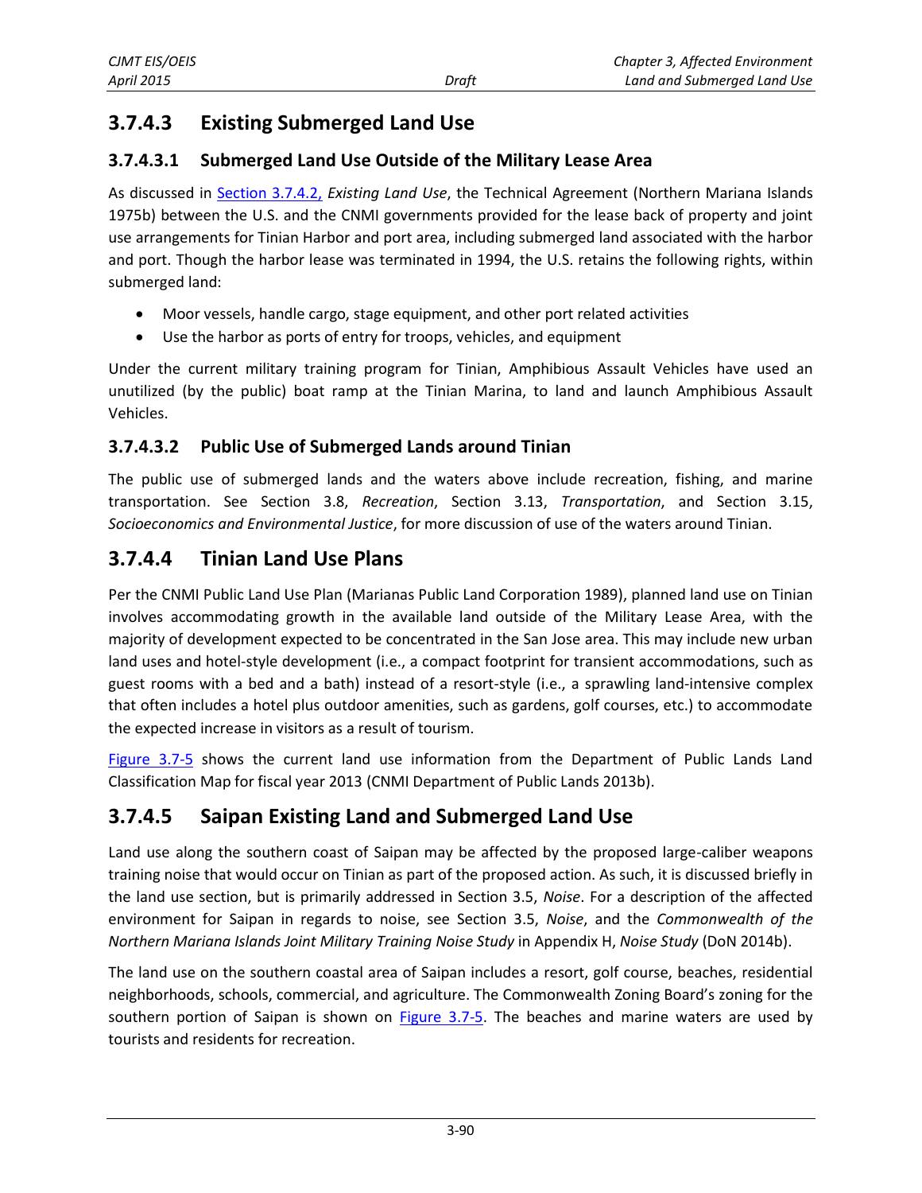### 3.7.4.3 Existing Submerged Land Use

#### 3.7.4.3.1 Submerged Land Use Outside of the Military Lease Area

As discussed in Section 3.7.4.2, *Existing Land Use*, the Technical Agreement (Northern Mariana Islands 1975b) between the U.S. and the CNMI governments provided for the lease back of property and joint use arrangements for Tinian Harbor and port area, including submerged land associated with the harbor and port. Though the harbor lease was terminated in 1994, the U.S. retains the following rights, within submerged land:

- Moor vessels, handle cargo, stage equipment, and other port related activities
- Use the harbor as ports of entry for troops, vehicles, and equipment

Under the current military training program for Tinian, Amphibious Assault Vehicles have used an unutilized (by the public) boat ramp at the Tinian Marina, to land and launch Amphibious Assault Vehicles.

#### 3.7.4.3.2 Public Use of Submerged Lands around Tinian

The public use of submerged lands and the waters above include recreation, fishing, and marine transportation. See Section 3.8, *Recreation*, Section 3.13, *Transportation*, and Section 3.15, *Socioeconomics and Environmental Justice*, for more discussion of use of the waters around Tinian.

### 3.7.4.4 Tinian Land Use Plans

Per the CNMI Public Land Use Plan (Marianas Public Land Corporation 1989), planned land use on Tinian involves accommodating growth in the available land outside of the Military Lease Area, with the majority of development expected to be concentrated in the San Jose area. This may include new urban land uses and hotel-style development (i.e., a compact footprint for transient accommodations, such as guest rooms with a bed and a bath) instead of a resort-style (i.e., a sprawling land-intensive complex that often includes a hotel plus outdoor amenities, such as gardens, golf courses, etc.) to accommodate the expected increase in visitors as a result of tourism.

Figure 3.7-5 shows the current land use information from the Department of Public Lands Land Classification Map for fiscal year 2013 (CNMI Department of Public Lands 2013b).

### 3.7.4.5 Saipan Existing Land and Submerged Land Use

Land use along the southern coast of Saipan may be affected by the proposed large-caliber weapons training noise that would occur on Tinian as part of the proposed action. As such, it is discussed briefly in the land use section, but is primarily addressed in Section 3.5, *Noise*. For a description of the affected environment for Saipan in regards to noise, see Section 3.5, *Noise*, and the *Commonwealth of the Northern Mariana Islands Joint Military Training Noise Study* in Appendix H, *Noise Study* (DoN 2014b).

The land use on the southern coastal area of Saipan includes a resort, golf course, beaches, residential neighborhoods, schools, commercial, and agriculture. The Commonwealth Zoning Board's zoning for the southern portion of Saipan is shown on Figure 3.7-5. The beaches and marine waters are used by tourists and residents for recreation.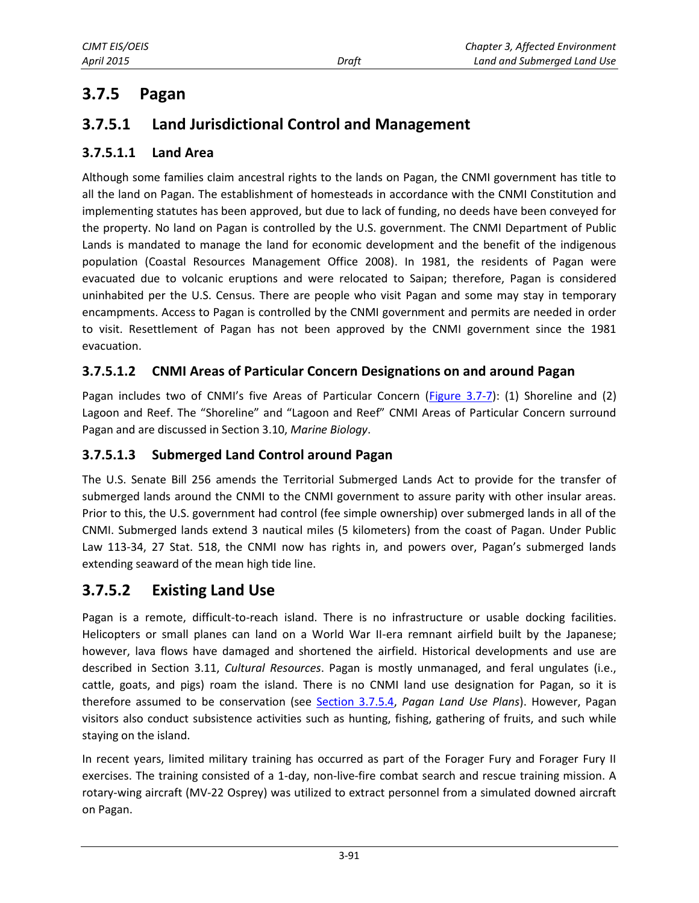## 3.7.5 Pagan

### 3.7.5.1 Land Jurisdictional Control and Management

#### 3.7.5.1.1 Land Area

Although some families claim ancestral rights to the lands on Pagan, the CNMI government has title to all the land on Pagan. The establishment of homesteads in accordance with the CNMI Constitution and implementing statutes has been approved, but due to lack of funding, no deeds have been conveyed for the property. No land on Pagan is controlled by the U.S. government. The CNMI Department of Public Lands is mandated to manage the land for economic development and the benefit of the indigenous population (Coastal Resources Management Office 2008). In 1981, the residents of Pagan were evacuated due to volcanic eruptions and were relocated to Saipan; therefore, Pagan is considered uninhabited per the U.S. Census. There are people who visit Pagan and some may stay in temporary encampments. Access to Pagan is controlled by the CNMI government and permits are needed in order to visit. Resettlement of Pagan has not been approved by the CNMI government since the 1981 evacuation.

#### 3.7.5.1.2 CNMI Areas of Particular Concern Designations on and around Pagan

Pagan includes two of CNMI's five Areas of Particular Concern (Figure 3.7-7): (1) Shoreline and (2) Lagoon and Reef. The "Shoreline" and "Lagoon and Reef" CNMI Areas of Particular Concern surround Pagan and are discussed in Section 3.10, *Marine Biology*.

#### 3.7.5.1.3 Submerged Land Control around Pagan

The U.S. Senate Bill 256 amends the Territorial Submerged Lands Act to provide for the transfer of submerged lands around the CNMI to the CNMI government to assure parity with other insular areas. Prior to this, the U.S. government had control (fee simple ownership) over submerged lands in all of the CNMI. Submerged lands extend 3 nautical miles (5 kilometers) from the coast of Pagan. Under Public Law 113-34, 27 Stat. 518, the CNMI now has rights in, and powers over, Pagan's submerged lands extending seaward of the mean high tide line.

### 3.7.5.2 Existing Land Use

Pagan is a remote, difficult-to-reach island. There is no infrastructure or usable docking facilities. Helicopters or small planes can land on a World War II-era remnant airfield built by the Japanese; however, lava flows have damaged and shortened the airfield. Historical developments and use are described in Section 3.11, *Cultural Resources*. Pagan is mostly unmanaged, and feral ungulates (i.e., cattle, goats, and pigs) roam the island. There is no CNMI land use designation for Pagan, so it is therefore assumed to be conservation (see Section 3.7.5.4, *Pagan Land Use Plans*). However, Pagan visitors also conduct subsistence activities such as hunting, fishing, gathering of fruits, and such while staying on the island.

In recent years, limited military training has occurred as part of the Forager Fury and Forager Fury II exercises. The training consisted of a 1-day, non-live-fire combat search and rescue training mission. A rotary-wing aircraft (MV-22 Osprey) was utilized to extract personnel from a simulated downed aircraft on Pagan.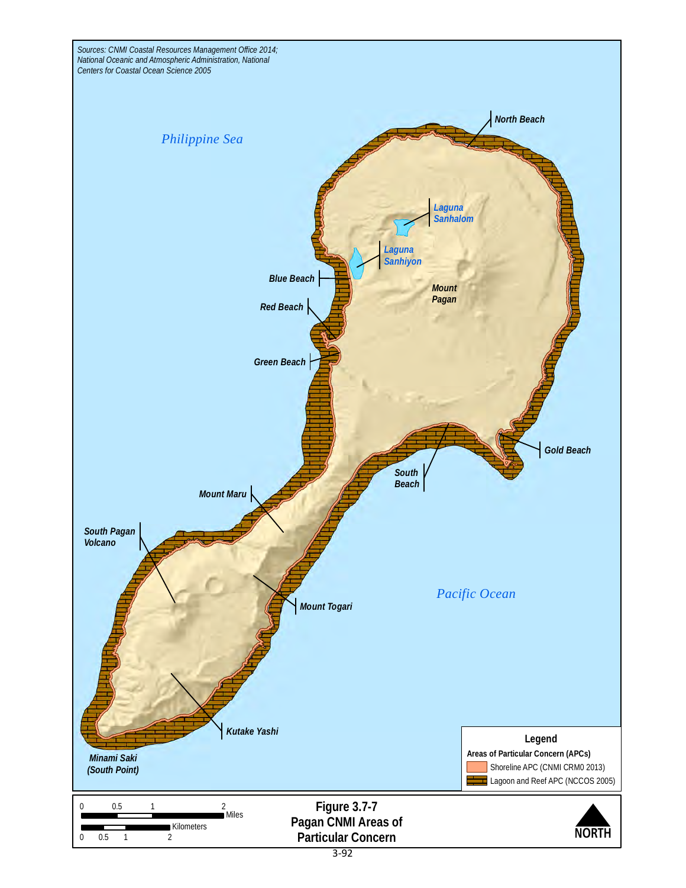Sources: CNMI Coastal Resources Management Office 2014; National Oceanic and Atmospheric Administration, National Centers for Coastal Ocean Science 2005

Philippine Sea

North Beach

Laguna Sanhalom

Laguna Sanhiyon

Blue Beach

Mount Pagan

Red Beach

Green Beach

Gold Beach

South Beach

Mount Maru

South Pagan Volcano

Pacific Ocean

Mount Togari

Kutake Yashi

Minami Saki (South Point)

**Legend**

**Areas of Particular Concern (APCs)**

- Shoreline APC (CNMI CRM0 2013)
- Lagoon and Reef APC (NCCOS 2005)

0 0.5 1 2 Miles

0 0.5 1 2 Kilometers

NORTH

**Figure 3.7-7**
**Pagan CNMI Areas of Particular Concern**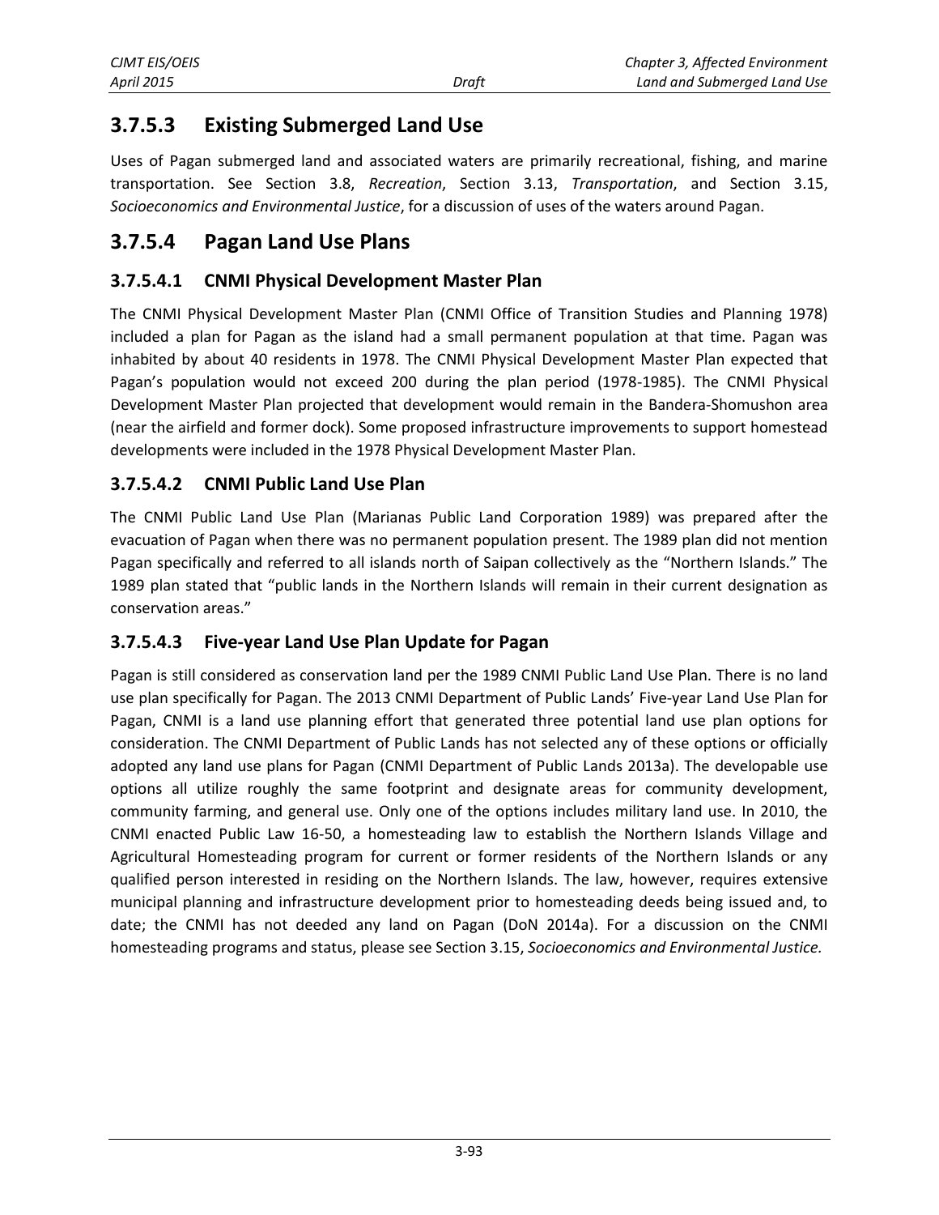### 3.7.5.3 Existing Submerged Land Use

Uses of Pagan submerged land and associated waters are primarily recreational, fishing, and marine transportation. See Section 3.8, *Recreation*, Section 3.13, *Transportation*, and Section 3.15, *Socioeconomics and Environmental Justice*, for a discussion of uses of the waters around Pagan.

### 3.7.5.4 Pagan Land Use Plans

#### 3.7.5.4.1 CNMI Physical Development Master Plan

The CNMI Physical Development Master Plan (CNMI Office of Transition Studies and Planning 1978) included a plan for Pagan as the island had a small permanent population at that time. Pagan was inhabited by about 40 residents in 1978. The CNMI Physical Development Master Plan expected that Pagan's population would not exceed 200 during the plan period (1978-1985). The CNMI Physical Development Master Plan projected that development would remain in the Bandera-Shomushon area (near the airfield and former dock). Some proposed infrastructure improvements to support homestead developments were included in the 1978 Physical Development Master Plan.

#### 3.7.5.4.2 CNMI Public Land Use Plan

The CNMI Public Land Use Plan (Marianas Public Land Corporation 1989) was prepared after the evacuation of Pagan when there was no permanent population present. The 1989 plan did not mention Pagan specifically and referred to all islands north of Saipan collectively as the "Northern Islands." The 1989 plan stated that "public lands in the Northern Islands will remain in their current designation as conservation areas."

#### 3.7.5.4.3 Five-year Land Use Plan Update for Pagan

Pagan is still considered as conservation land per the 1989 CNMI Public Land Use Plan. There is no land use plan specifically for Pagan. The 2013 CNMI Department of Public Lands' Five-year Land Use Plan for Pagan, CNMI is a land use planning effort that generated three potential land use plan options for consideration. The CNMI Department of Public Lands has not selected any of these options or officially adopted any land use plans for Pagan (CNMI Department of Public Lands 2013a). The developable use options all utilize roughly the same footprint and designate areas for community development, community farming, and general use. Only one of the options includes military land use. In 2010, the CNMI enacted Public Law 16-50, a homesteading law to establish the Northern Islands Village and Agricultural Homesteading program for current or former residents of the Northern Islands or any qualified person interested in residing on the Northern Islands. The law, however, requires extensive municipal planning and infrastructure development prior to homesteading deeds being issued and, to date; the CNMI has not deeded any land on Pagan (DoN 2014a). For a discussion on the CNMI homesteading programs and status, please see Section 3.15, *Socioeconomics and Environmental Justice.*